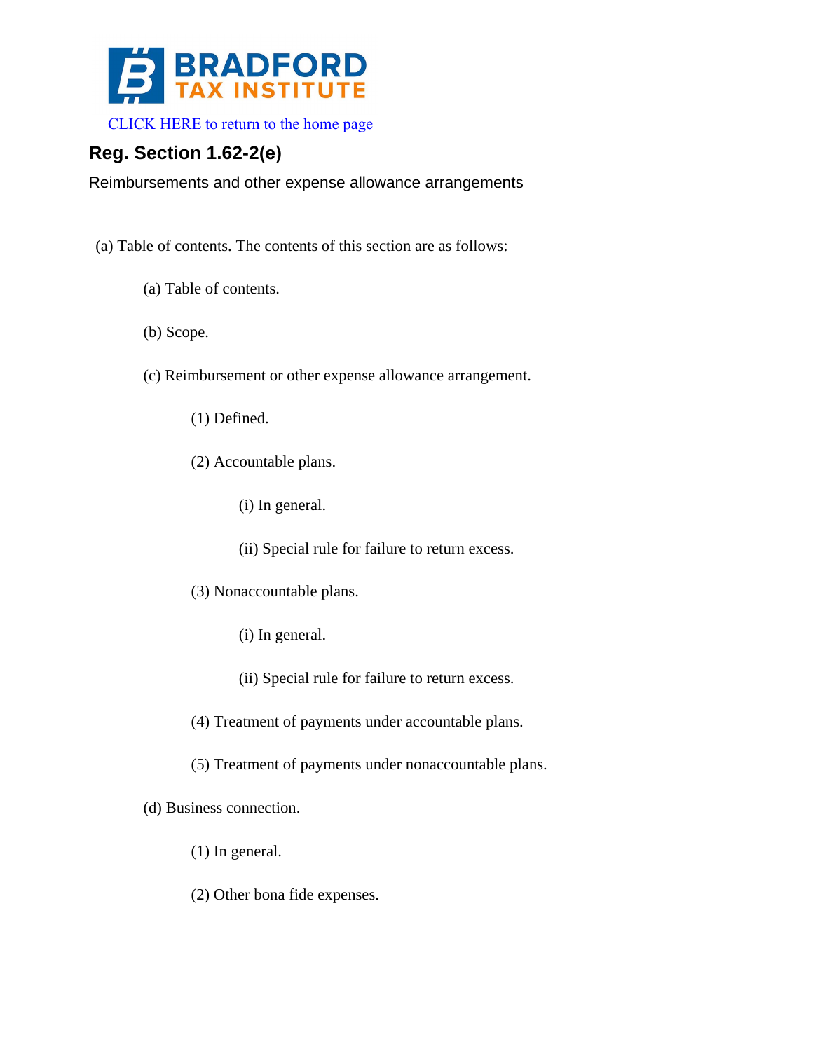BRADFORD TAX INSTITUTE

CLICK HERE to return to the home page

## Reg. Section 1.62-2(e)

Reimbursements and other expense allowance arrangements

(a) Table of contents. The contents of this section are as follows:

- (a) Table of contents.
- (b) Scope.
- (c) Reimbursement or other expense allowance arrangement.
  - (1) Defined.
  - (2) Accountable plans.
    - (i) In general.
    - (ii) Special rule for failure to return excess.
  - (3) Nonaccountable plans.
    - (i) In general.
    - (ii) Special rule for failure to return excess.
  - (4) Treatment of payments under accountable plans.
  - (5) Treatment of payments under nonaccountable plans.
- (d) Business connection.
  - (1) In general.
  - (2) Other bona fide expenses.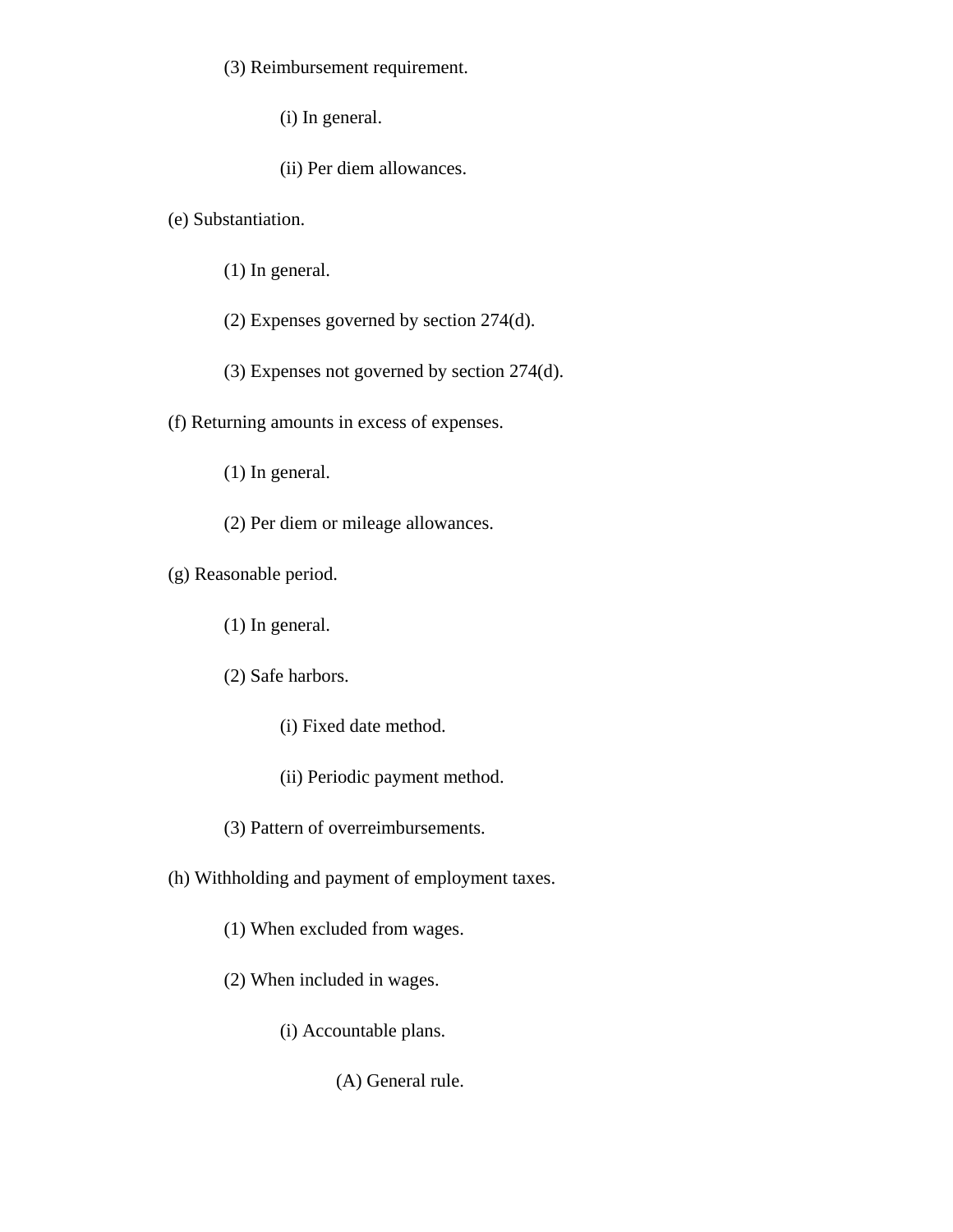(3) Reimbursement requirement.

(i) In general.

(ii) Per diem allowances.

(e) Substantiation.

(1) In general.

(2) Expenses governed by section 274(d).

(3) Expenses not governed by section 274(d).

(f) Returning amounts in excess of expenses.

(1) In general.

(2) Per diem or mileage allowances.

(g) Reasonable period.

(1) In general.

(2) Safe harbors.

(i) Fixed date method.

(ii) Periodic payment method.

(3) Pattern of overreimbursements.

(h) Withholding and payment of employment taxes.

(1) When excluded from wages.

(2) When included in wages.

(i) Accountable plans.

(A) General rule.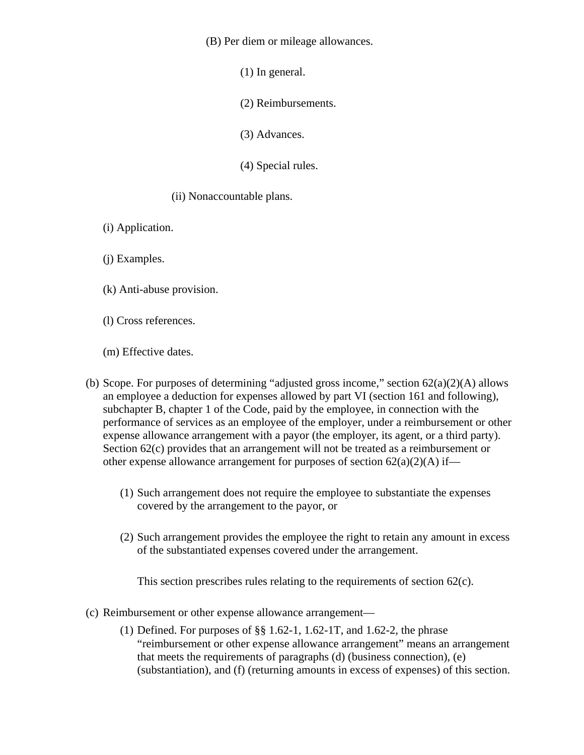(B) Per diem or mileage allowances.

(1) In general.

(2) Reimbursements.

(3) Advances.

(4) Special rules.

(ii) Nonaccountable plans.

(i) Application.

(j) Examples.

(k) Anti-abuse provision.

(l) Cross references.

(m) Effective dates.

(b) Scope. For purposes of determining "adjusted gross income," section 62(a)(2)(A) allows an employee a deduction for expenses allowed by part VI (section 161 and following), subchapter B, chapter 1 of the Code, paid by the employee, in connection with the performance of services as an employee of the employer, under a reimbursement or other expense allowance arrangement with a payor (the employer, its agent, or a third party). Section 62(c) provides that an arrangement will not be treated as a reimbursement or other expense allowance arrangement for purposes of section 62(a)(2)(A) if—

(1) Such arrangement does not require the employee to substantiate the expenses covered by the arrangement to the payor, or

(2) Such arrangement provides the employee the right to retain any amount in excess of the substantiated expenses covered under the arrangement.

This section prescribes rules relating to the requirements of section 62(c).

(c) Reimbursement or other expense allowance arrangement—

(1) Defined. For purposes of §§ 1.62-1, 1.62-1T, and 1.62-2, the phrase "reimbursement or other expense allowance arrangement" means an arrangement that meets the requirements of paragraphs (d) (business connection), (e) (substantiation), and (f) (returning amounts in excess of expenses) of this section.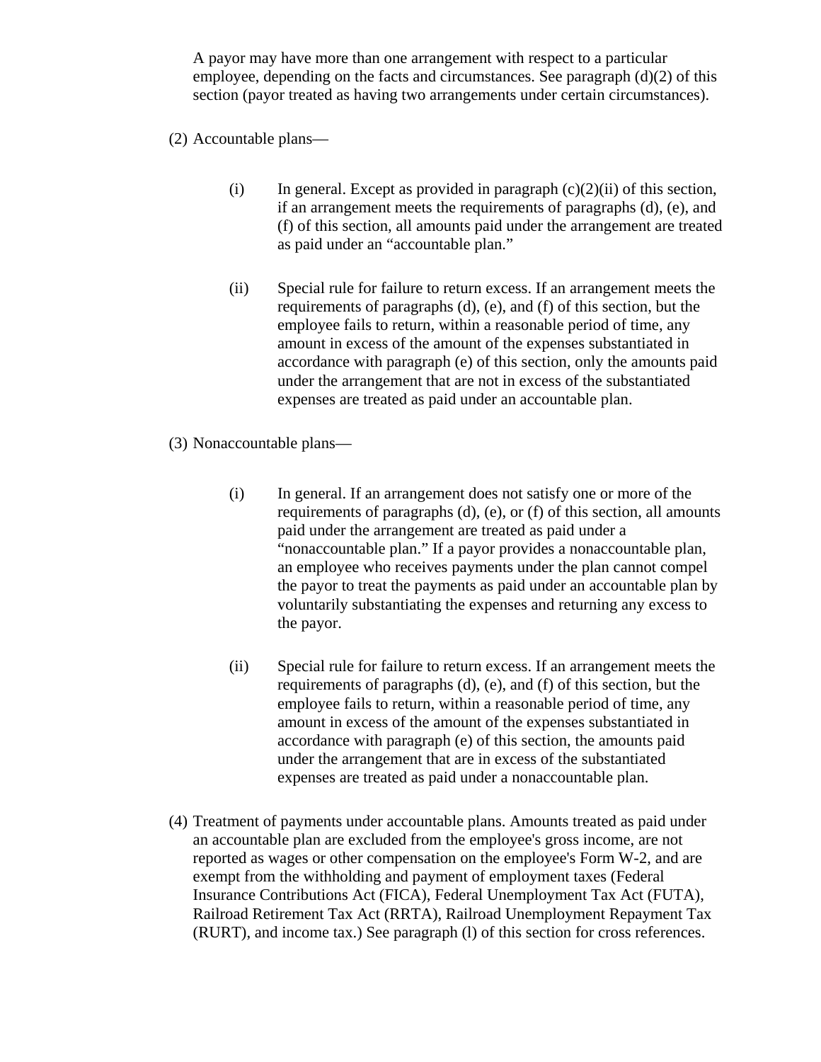A payor may have more than one arrangement with respect to a particular employee, depending on the facts and circumstances. See paragraph (d)(2) of this section (payor treated as having two arrangements under certain circumstances).

(2) Accountable plans—

(i) In general. Except as provided in paragraph (c)(2)(ii) of this section, if an arrangement meets the requirements of paragraphs (d), (e), and (f) of this section, all amounts paid under the arrangement are treated as paid under an "accountable plan."

(ii) Special rule for failure to return excess. If an arrangement meets the requirements of paragraphs (d), (e), and (f) of this section, but the employee fails to return, within a reasonable period of time, any amount in excess of the amount of the expenses substantiated in accordance with paragraph (e) of this section, only the amounts paid under the arrangement that are not in excess of the substantiated expenses are treated as paid under an accountable plan.

(3) Nonaccountable plans—

(i) In general. If an arrangement does not satisfy one or more of the requirements of paragraphs (d), (e), or (f) of this section, all amounts paid under the arrangement are treated as paid under a "nonaccountable plan." If a payor provides a nonaccountable plan, an employee who receives payments under the plan cannot compel the payor to treat the payments as paid under an accountable plan by voluntarily substantiating the expenses and returning any excess to the payor.

(ii) Special rule for failure to return excess. If an arrangement meets the requirements of paragraphs (d), (e), and (f) of this section, but the employee fails to return, within a reasonable period of time, any amount in excess of the amount of the expenses substantiated in accordance with paragraph (e) of this section, the amounts paid under the arrangement that are in excess of the substantiated expenses are treated as paid under a nonaccountable plan.

(4) Treatment of payments under accountable plans. Amounts treated as paid under an accountable plan are excluded from the employee's gross income, are not reported as wages or other compensation on the employee's Form W-2, and are exempt from the withholding and payment of employment taxes (Federal Insurance Contributions Act (FICA), Federal Unemployment Tax Act (FUTA), Railroad Retirement Tax Act (RRTA), Railroad Unemployment Repayment Tax (RURT), and income tax.) See paragraph (l) of this section for cross references.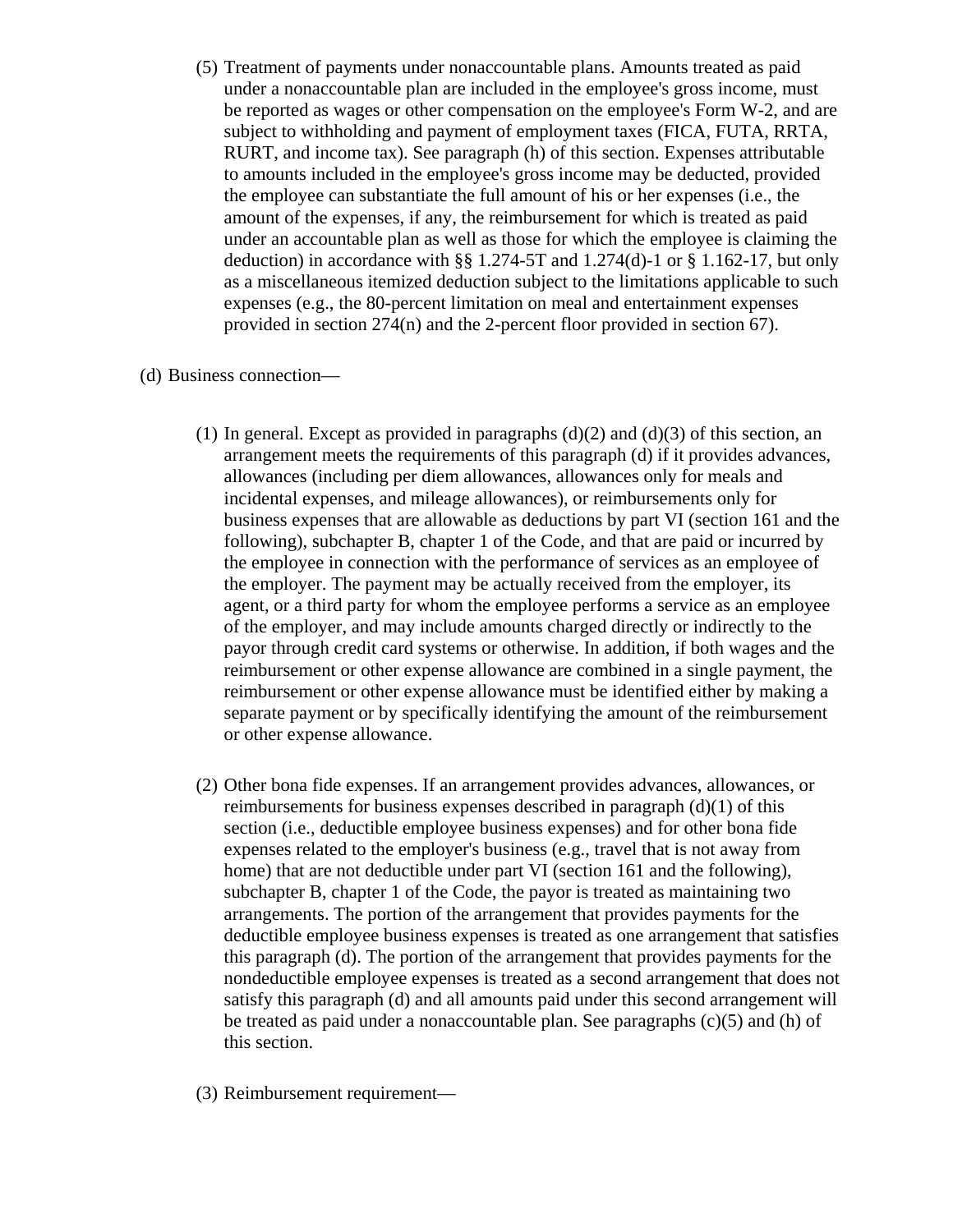(5) Treatment of payments under nonaccountable plans. Amounts treated as paid under a nonaccountable plan are included in the employee's gross income, must be reported as wages or other compensation on the employee's Form W-2, and are subject to withholding and payment of employment taxes (FICA, FUTA, RRTA, RURT, and income tax). See paragraph (h) of this section. Expenses attributable to amounts included in the employee's gross income may be deducted, provided the employee can substantiate the full amount of his or her expenses (i.e., the amount of the expenses, if any, the reimbursement for which is treated as paid under an accountable plan as well as those for which the employee is claiming the deduction) in accordance with §§ 1.274-5T and 1.274(d)-1 or § 1.162-17, but only as a miscellaneous itemized deduction subject to the limitations applicable to such expenses (e.g., the 80-percent limitation on meal and entertainment expenses provided in section 274(n) and the 2-percent floor provided in section 67).

(d) Business connection—

(1) In general. Except as provided in paragraphs (d)(2) and (d)(3) of this section, an arrangement meets the requirements of this paragraph (d) if it provides advances, allowances (including per diem allowances, allowances only for meals and incidental expenses, and mileage allowances), or reimbursements only for business expenses that are allowable as deductions by part VI (section 161 and the following), subchapter B, chapter 1 of the Code, and that are paid or incurred by the employee in connection with the performance of services as an employee of the employer. The payment may be actually received from the employer, its agent, or a third party for whom the employee performs a service as an employee of the employer, and may include amounts charged directly or indirectly to the payor through credit card systems or otherwise. In addition, if both wages and the reimbursement or other expense allowance are combined in a single payment, the reimbursement or other expense allowance must be identified either by making a separate payment or by specifically identifying the amount of the reimbursement or other expense allowance.

(2) Other bona fide expenses. If an arrangement provides advances, allowances, or reimbursements for business expenses described in paragraph (d)(1) of this section (i.e., deductible employee business expenses) and for other bona fide expenses related to the employer's business (e.g., travel that is not away from home) that are not deductible under part VI (section 161 and the following), subchapter B, chapter 1 of the Code, the payor is treated as maintaining two arrangements. The portion of the arrangement that provides payments for the deductible employee business expenses is treated as one arrangement that satisfies this paragraph (d). The portion of the arrangement that provides payments for the nondeductible employee expenses is treated as a second arrangement that does not satisfy this paragraph (d) and all amounts paid under this second arrangement will be treated as paid under a nonaccountable plan. See paragraphs (c)(5) and (h) of this section.

(3) Reimbursement requirement—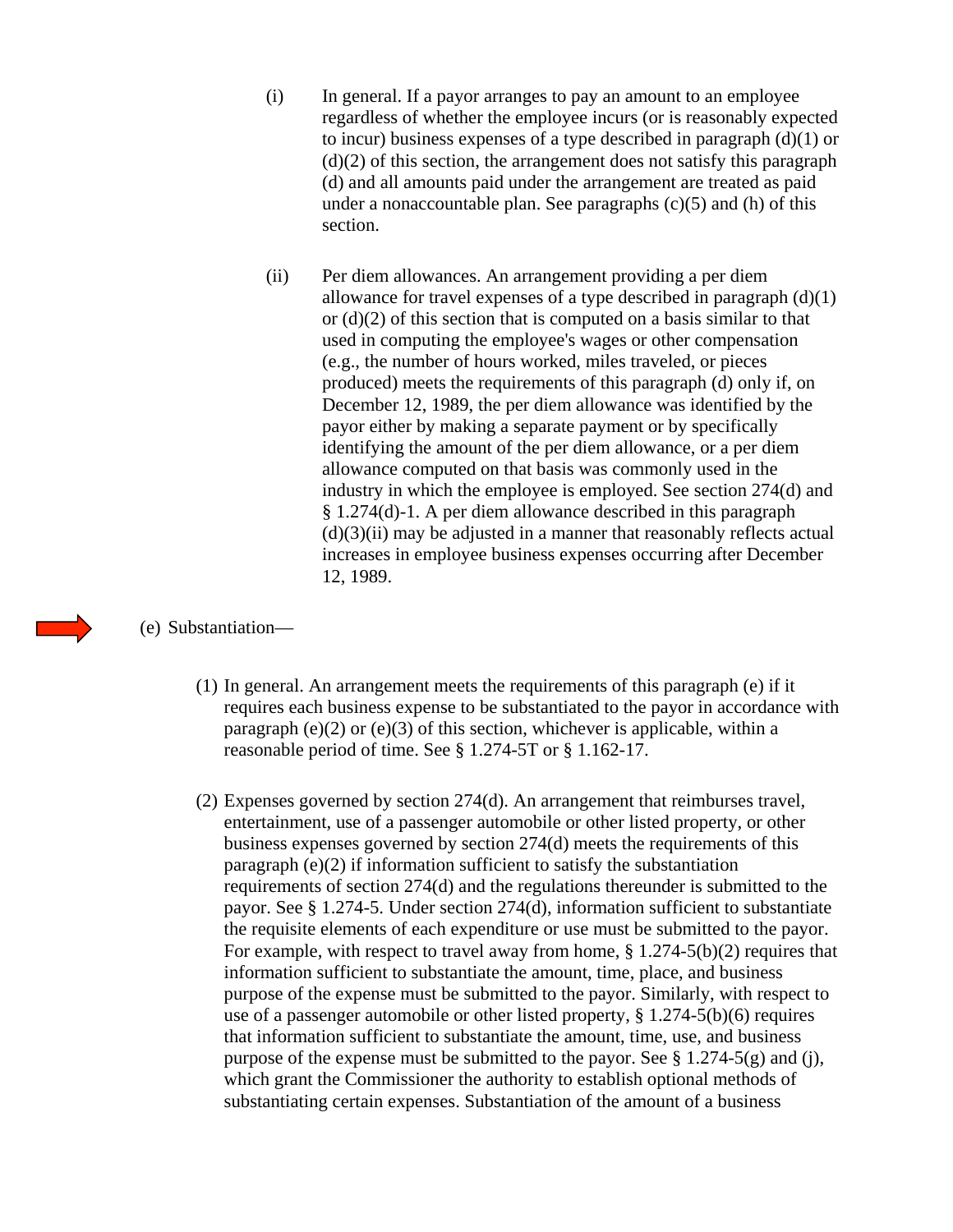(i) In general. If a payor arranges to pay an amount to an employee regardless of whether the employee incurs (or is reasonably expected to incur) business expenses of a type described in paragraph (d)(1) or (d)(2) of this section, the arrangement does not satisfy this paragraph (d) and all amounts paid under the arrangement are treated as paid under a nonaccountable plan. See paragraphs (c)(5) and (h) of this section.

(ii) Per diem allowances. An arrangement providing a per diem allowance for travel expenses of a type described in paragraph (d)(1) or (d)(2) of this section that is computed on a basis similar to that used in computing the employee's wages or other compensation (e.g., the number of hours worked, miles traveled, or pieces produced) meets the requirements of this paragraph (d) only if, on December 12, 1989, the per diem allowance was identified by the payor either by making a separate payment or by specifically identifying the amount of the per diem allowance, or a per diem allowance computed on that basis was commonly used in the industry in which the employee is employed. See section 274(d) and § 1.274(d)-1. A per diem allowance described in this paragraph (d)(3)(ii) may be adjusted in a manner that reasonably reflects actual increases in employee business expenses occurring after December 12, 1989.

(e) Substantiation—

(1) In general. An arrangement meets the requirements of this paragraph (e) if it requires each business expense to be substantiated to the payor in accordance with paragraph (e)(2) or (e)(3) of this section, whichever is applicable, within a reasonable period of time. See § 1.274-5T or § 1.162-17.

(2) Expenses governed by section 274(d). An arrangement that reimburses travel, entertainment, use of a passenger automobile or other listed property, or other business expenses governed by section 274(d) meets the requirements of this paragraph (e)(2) if information sufficient to satisfy the substantiation requirements of section 274(d) and the regulations thereunder is submitted to the payor. See § 1.274-5. Under section 274(d), information sufficient to substantiate the requisite elements of each expenditure or use must be submitted to the payor. For example, with respect to travel away from home, § 1.274-5(b)(2) requires that information sufficient to substantiate the amount, time, place, and business purpose of the expense must be submitted to the payor. Similarly, with respect to use of a passenger automobile or other listed property, § 1.274-5(b)(6) requires that information sufficient to substantiate the amount, time, use, and business purpose of the expense must be submitted to the payor. See § 1.274-5(g) and (j), which grant the Commissioner the authority to establish optional methods of substantiating certain expenses. Substantiation of the amount of a business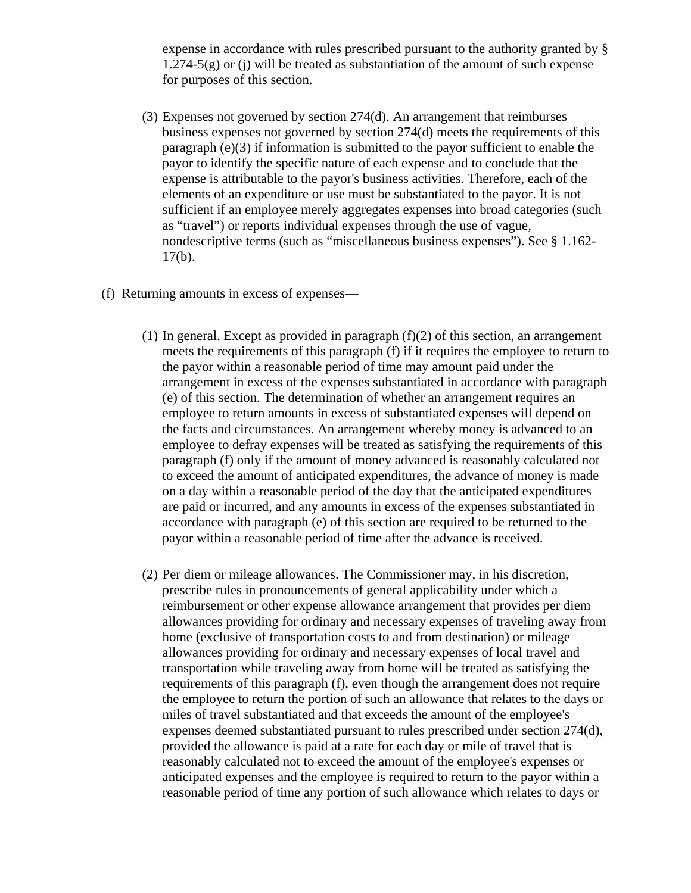expense in accordance with rules prescribed pursuant to the authority granted by § 1.274-5(g) or (j) will be treated as substantiation of the amount of such expense for purposes of this section.

(3) Expenses not governed by section 274(d). An arrangement that reimburses business expenses not governed by section 274(d) meets the requirements of this paragraph (e)(3) if information is submitted to the payor sufficient to enable the payor to identify the specific nature of each expense and to conclude that the expense is attributable to the payor's business activities. Therefore, each of the elements of an expenditure or use must be substantiated to the payor. It is not sufficient if an employee merely aggregates expenses into broad categories (such as "travel") or reports individual expenses through the use of vague, nondescriptive terms (such as "miscellaneous business expenses"). See § 1.162-17(b).

(f) Returning amounts in excess of expenses—

(1) In general. Except as provided in paragraph (f)(2) of this section, an arrangement meets the requirements of this paragraph (f) if it requires the employee to return to the payor within a reasonable period of time may amount paid under the arrangement in excess of the expenses substantiated in accordance with paragraph (e) of this section. The determination of whether an arrangement requires an employee to return amounts in excess of substantiated expenses will depend on the facts and circumstances. An arrangement whereby money is advanced to an employee to defray expenses will be treated as satisfying the requirements of this paragraph (f) only if the amount of money advanced is reasonably calculated not to exceed the amount of anticipated expenditures, the advance of money is made on a day within a reasonable period of the day that the anticipated expenditures are paid or incurred, and any amounts in excess of the expenses substantiated in accordance with paragraph (e) of this section are required to be returned to the payor within a reasonable period of time after the advance is received.

(2) Per diem or mileage allowances. The Commissioner may, in his discretion, prescribe rules in pronouncements of general applicability under which a reimbursement or other expense allowance arrangement that provides per diem allowances providing for ordinary and necessary expenses of traveling away from home (exclusive of transportation costs to and from destination) or mileage allowances providing for ordinary and necessary expenses of local travel and transportation while traveling away from home will be treated as satisfying the requirements of this paragraph (f), even though the arrangement does not require the employee to return the portion of such an allowance that relates to the days or miles of travel substantiated and that exceeds the amount of the employee's expenses deemed substantiated pursuant to rules prescribed under section 274(d), provided the allowance is paid at a rate for each day or mile of travel that is reasonably calculated not to exceed the amount of the employee's expenses or anticipated expenses and the employee is required to return to the payor within a reasonable period of time any portion of such allowance which relates to days or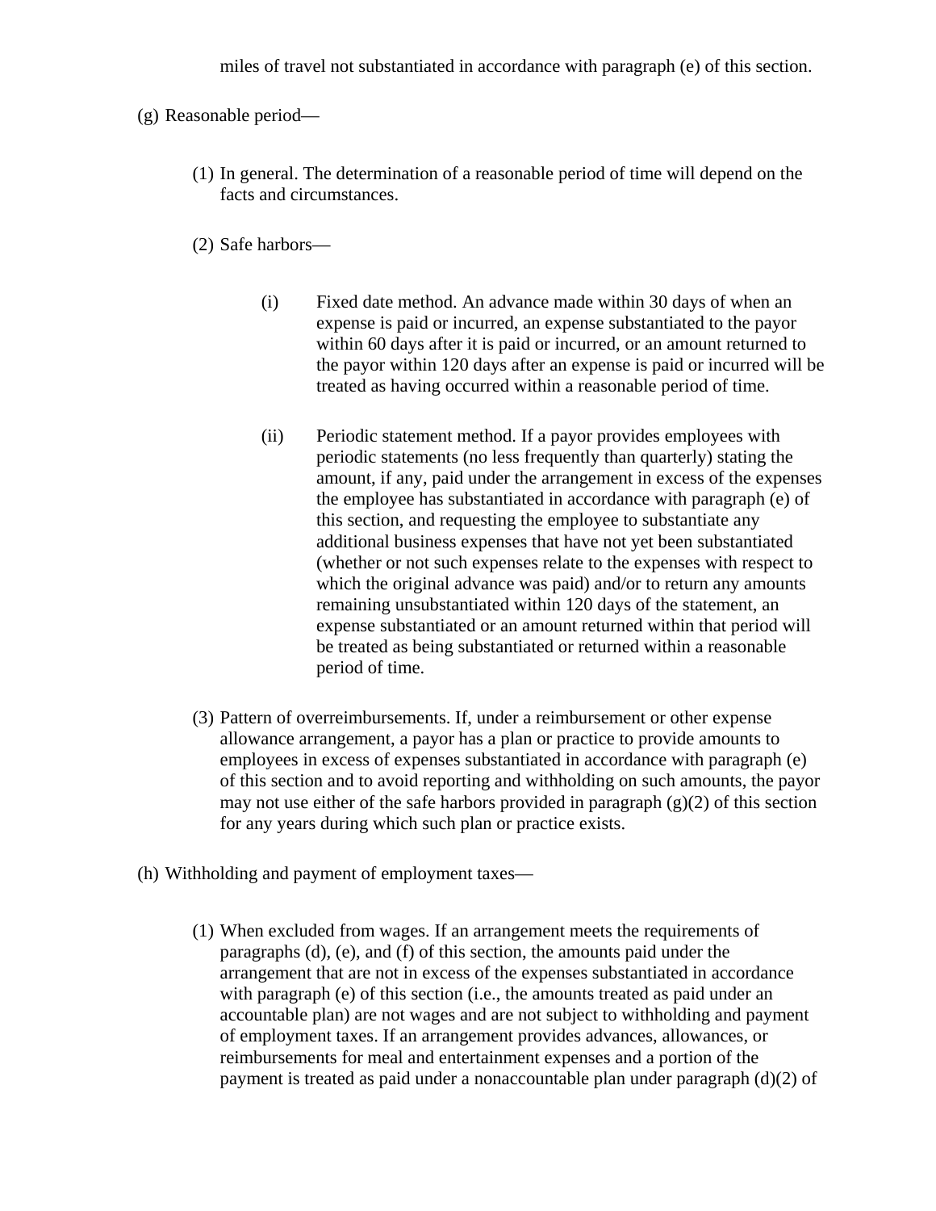miles of travel not substantiated in accordance with paragraph (e) of this section.

(g) Reasonable period—

(1) In general. The determination of a reasonable period of time will depend on the facts and circumstances.

(2) Safe harbors—

(i) Fixed date method. An advance made within 30 days of when an expense is paid or incurred, an expense substantiated to the payor within 60 days after it is paid or incurred, or an amount returned to the payor within 120 days after an expense is paid or incurred will be treated as having occurred within a reasonable period of time.

(ii) Periodic statement method. If a payor provides employees with periodic statements (no less frequently than quarterly) stating the amount, if any, paid under the arrangement in excess of the expenses the employee has substantiated in accordance with paragraph (e) of this section, and requesting the employee to substantiate any additional business expenses that have not yet been substantiated (whether or not such expenses relate to the expenses with respect to which the original advance was paid) and/or to return any amounts remaining unsubstantiated within 120 days of the statement, an expense substantiated or an amount returned within that period will be treated as being substantiated or returned within a reasonable period of time.

(3) Pattern of overreimbursements. If, under a reimbursement or other expense allowance arrangement, a payor has a plan or practice to provide amounts to employees in excess of expenses substantiated in accordance with paragraph (e) of this section and to avoid reporting and withholding on such amounts, the payor may not use either of the safe harbors provided in paragraph (g)(2) of this section for any years during which such plan or practice exists.

(h) Withholding and payment of employment taxes—

(1) When excluded from wages. If an arrangement meets the requirements of paragraphs (d), (e), and (f) of this section, the amounts paid under the arrangement that are not in excess of the expenses substantiated in accordance with paragraph (e) of this section (i.e., the amounts treated as paid under an accountable plan) are not wages and are not subject to withholding and payment of employment taxes. If an arrangement provides advances, allowances, or reimbursements for meal and entertainment expenses and a portion of the payment is treated as paid under a nonaccountable plan under paragraph (d)(2) of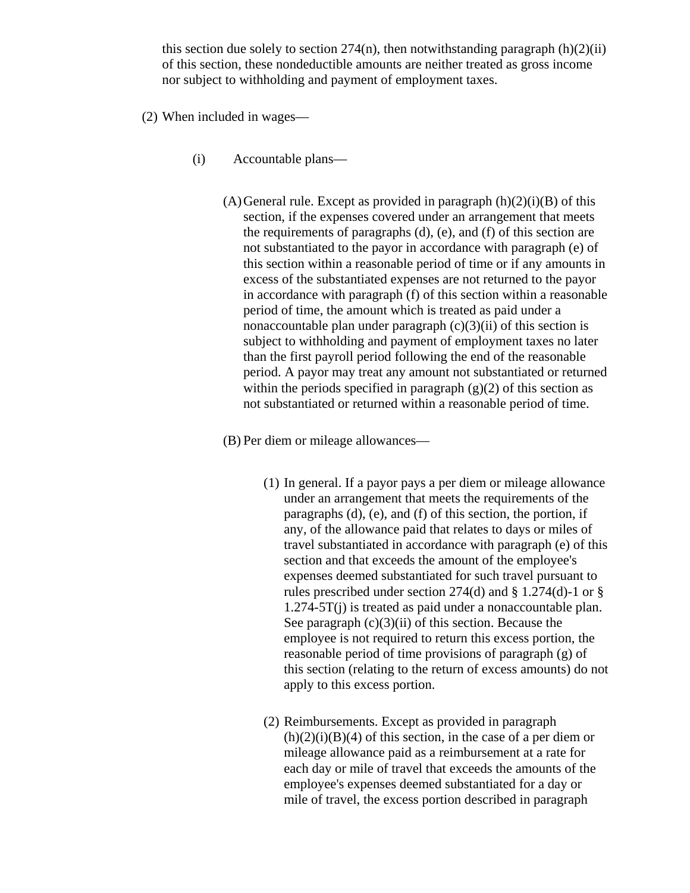this section due solely to section 274(n), then notwithstanding paragraph (h)(2)(ii) of this section, these nondeductible amounts are neither treated as gross income nor subject to withholding and payment of employment taxes.

(2) When included in wages—

(i) Accountable plans—

(A) General rule. Except as provided in paragraph (h)(2)(i)(B) of this section, if the expenses covered under an arrangement that meets the requirements of paragraphs (d), (e), and (f) of this section are not substantiated to the payor in accordance with paragraph (e) of this section within a reasonable period of time or if any amounts in excess of the substantiated expenses are not returned to the payor in accordance with paragraph (f) of this section within a reasonable period of time, the amount which is treated as paid under a nonaccountable plan under paragraph (c)(3)(ii) of this section is subject to withholding and payment of employment taxes no later than the first payroll period following the end of the reasonable period. A payor may treat any amount not substantiated or returned within the periods specified in paragraph (g)(2) of this section as not substantiated or returned within a reasonable period of time.

(B) Per diem or mileage allowances—

(1) In general. If a payor pays a per diem or mileage allowance under an arrangement that meets the requirements of the paragraphs (d), (e), and (f) of this section, the portion, if any, of the allowance paid that relates to days or miles of travel substantiated in accordance with paragraph (e) of this section and that exceeds the amount of the employee's expenses deemed substantiated for such travel pursuant to rules prescribed under section 274(d) and § 1.274(d)-1 or § 1.274-5T(j) is treated as paid under a nonaccountable plan. See paragraph (c)(3)(ii) of this section. Because the employee is not required to return this excess portion, the reasonable period of time provisions of paragraph (g) of this section (relating to the return of excess amounts) do not apply to this excess portion.

(2) Reimbursements. Except as provided in paragraph (h)(2)(i)(B)(4) of this section, in the case of a per diem or mileage allowance paid as a reimbursement at a rate for each day or mile of travel that exceeds the amounts of the employee's expenses deemed substantiated for a day or mile of travel, the excess portion described in paragraph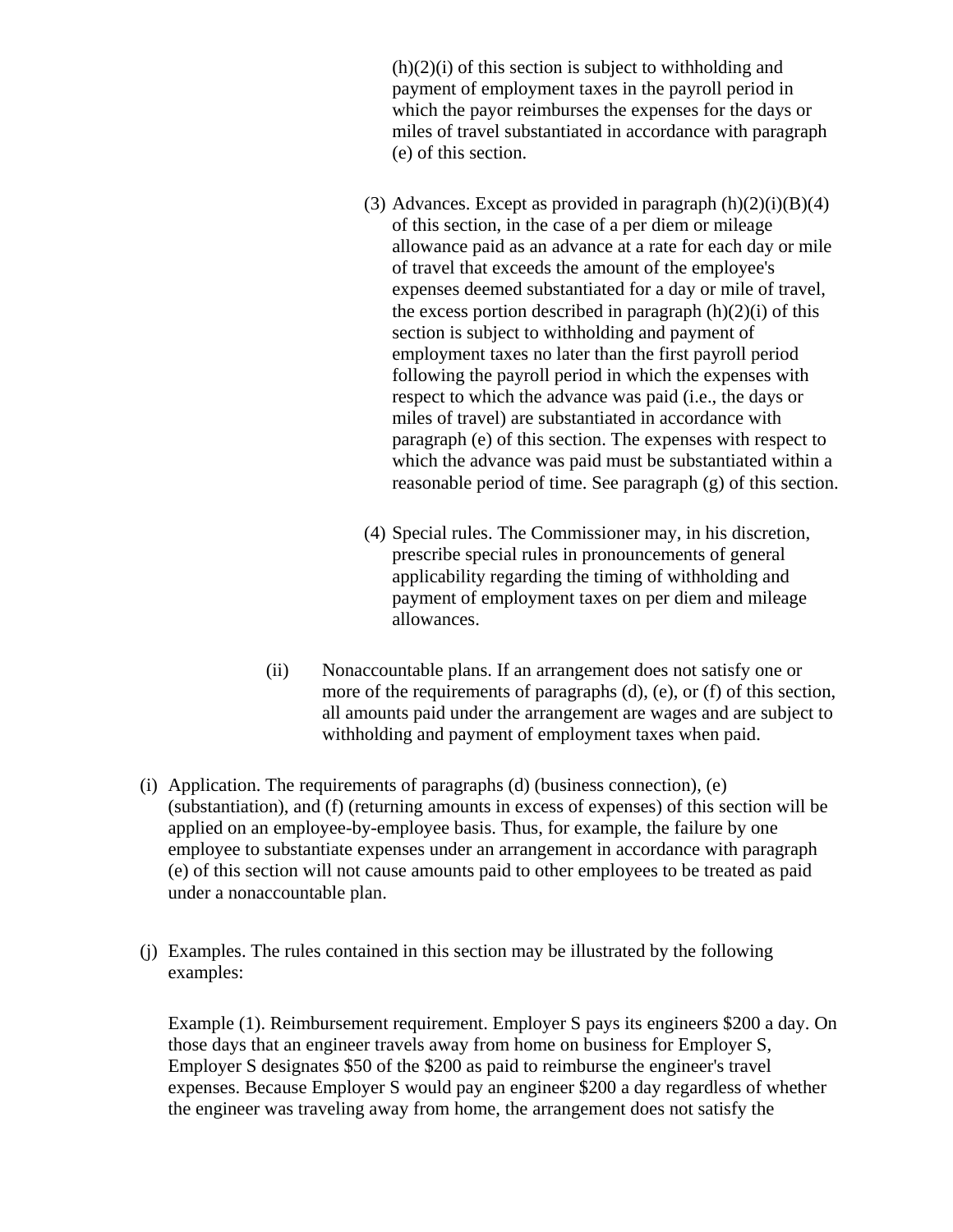(h)(2)(i) of this section is subject to withholding and payment of employment taxes in the payroll period in which the payor reimburses the expenses for the days or miles of travel substantiated in accordance with paragraph (e) of this section.

(3) Advances. Except as provided in paragraph (h)(2)(i)(B)(4) of this section, in the case of a per diem or mileage allowance paid as an advance at a rate for each day or mile of travel that exceeds the amount of the employee's expenses deemed substantiated for a day or mile of travel, the excess portion described in paragraph (h)(2)(i) of this section is subject to withholding and payment of employment taxes no later than the first payroll period following the payroll period in which the expenses with respect to which the advance was paid (i.e., the days or miles of travel) are substantiated in accordance with paragraph (e) of this section. The expenses with respect to which the advance was paid must be substantiated within a reasonable period of time. See paragraph (g) of this section.

(4) Special rules. The Commissioner may, in his discretion, prescribe special rules in pronouncements of general applicability regarding the timing of withholding and payment of employment taxes on per diem and mileage allowances.

(ii) Nonaccountable plans. If an arrangement does not satisfy one or more of the requirements of paragraphs (d), (e), or (f) of this section, all amounts paid under the arrangement are wages and are subject to withholding and payment of employment taxes when paid.

(i) Application. The requirements of paragraphs (d) (business connection), (e) (substantiation), and (f) (returning amounts in excess of expenses) of this section will be applied on an employee-by-employee basis. Thus, for example, the failure by one employee to substantiate expenses under an arrangement in accordance with paragraph (e) of this section will not cause amounts paid to other employees to be treated as paid under a nonaccountable plan.

(j) Examples. The rules contained in this section may be illustrated by the following examples:

Example (1). Reimbursement requirement. Employer S pays its engineers $200 a day. On those days that an engineer travels away from home on business for Employer S, Employer S designates $50 of the $200 as paid to reimburse the engineer's travel expenses. Because Employer S would pay an engineer $200 a day regardless of whether the engineer was traveling away from home, the arrangement does not satisfy the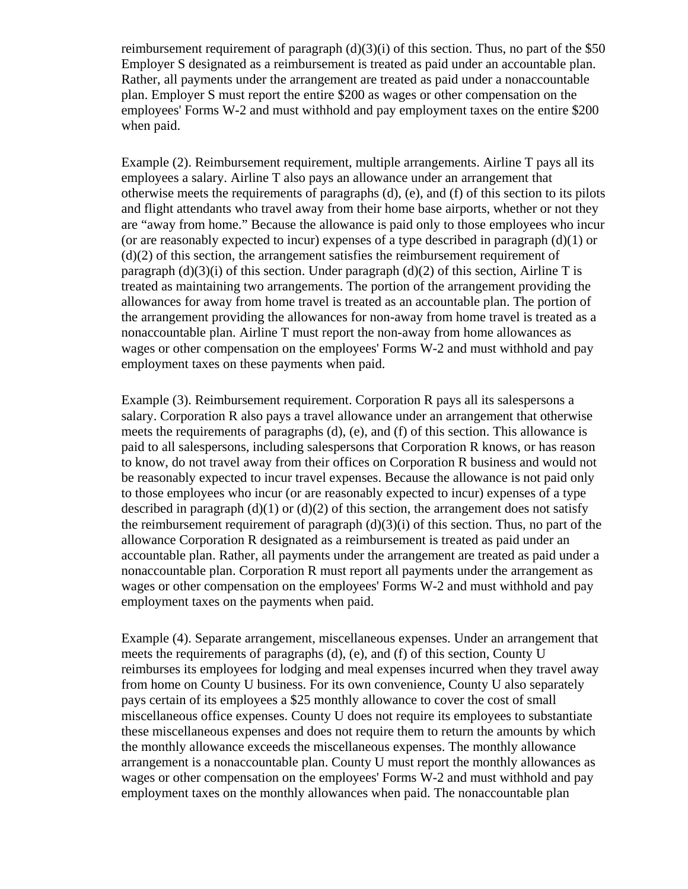reimbursement requirement of paragraph (d)(3)(i) of this section. Thus, no part of the $50 Employer S designated as a reimbursement is treated as paid under an accountable plan. Rather, all payments under the arrangement are treated as paid under a nonaccountable plan. Employer S must report the entire $200 as wages or other compensation on the employees' Forms W-2 and must withhold and pay employment taxes on the entire $200 when paid.

Example (2). Reimbursement requirement, multiple arrangements. Airline T pays all its employees a salary. Airline T also pays an allowance under an arrangement that otherwise meets the requirements of paragraphs (d), (e), and (f) of this section to its pilots and flight attendants who travel away from their home base airports, whether or not they are "away from home." Because the allowance is paid only to those employees who incur (or are reasonably expected to incur) expenses of a type described in paragraph (d)(1) or (d)(2) of this section, the arrangement satisfies the reimbursement requirement of paragraph (d)(3)(i) of this section. Under paragraph (d)(2) of this section, Airline T is treated as maintaining two arrangements. The portion of the arrangement providing the allowances for away from home travel is treated as an accountable plan. The portion of the arrangement providing the allowances for non-away from home travel is treated as a nonaccountable plan. Airline T must report the non-away from home allowances as wages or other compensation on the employees' Forms W-2 and must withhold and pay employment taxes on these payments when paid.

Example (3). Reimbursement requirement. Corporation R pays all its salespersons a salary. Corporation R also pays a travel allowance under an arrangement that otherwise meets the requirements of paragraphs (d), (e), and (f) of this section. This allowance is paid to all salespersons, including salespersons that Corporation R knows, or has reason to know, do not travel away from their offices on Corporation R business and would not be reasonably expected to incur travel expenses. Because the allowance is not paid only to those employees who incur (or are reasonably expected to incur) expenses of a type described in paragraph (d)(1) or (d)(2) of this section, the arrangement does not satisfy the reimbursement requirement of paragraph (d)(3)(i) of this section. Thus, no part of the allowance Corporation R designated as a reimbursement is treated as paid under an accountable plan. Rather, all payments under the arrangement are treated as paid under a nonaccountable plan. Corporation R must report all payments under the arrangement as wages or other compensation on the employees' Forms W-2 and must withhold and pay employment taxes on the payments when paid.

Example (4). Separate arrangement, miscellaneous expenses. Under an arrangement that meets the requirements of paragraphs (d), (e), and (f) of this section, County U reimburses its employees for lodging and meal expenses incurred when they travel away from home on County U business. For its own convenience, County U also separately pays certain of its employees a $25 monthly allowance to cover the cost of small miscellaneous office expenses. County U does not require its employees to substantiate these miscellaneous expenses and does not require them to return the amounts by which the monthly allowance exceeds the miscellaneous expenses. The monthly allowance arrangement is a nonaccountable plan. County U must report the monthly allowances as wages or other compensation on the employees' Forms W-2 and must withhold and pay employment taxes on the monthly allowances when paid. The nonaccountable plan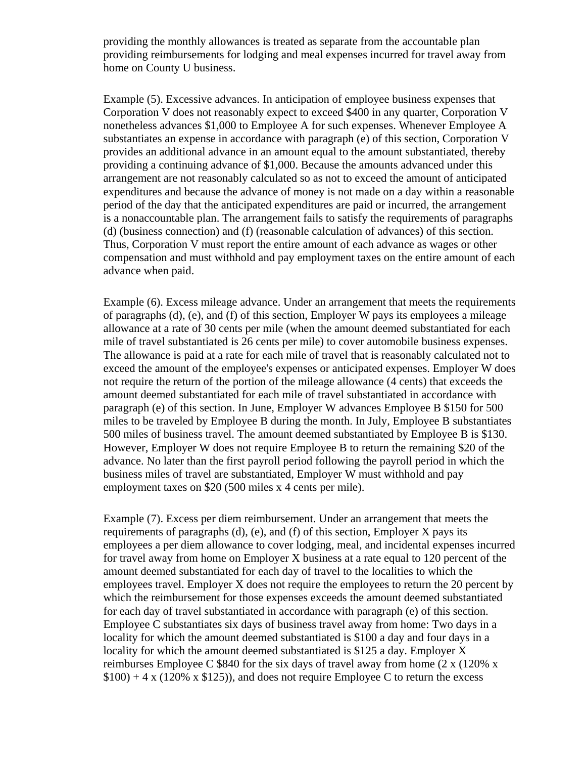providing the monthly allowances is treated as separate from the accountable plan providing reimbursements for lodging and meal expenses incurred for travel away from home on County U business.

Example (5). Excessive advances. In anticipation of employee business expenses that Corporation V does not reasonably expect to exceed $400 in any quarter, Corporation V nonetheless advances $1,000 to Employee A for such expenses. Whenever Employee A substantiates an expense in accordance with paragraph (e) of this section, Corporation V provides an additional advance in an amount equal to the amount substantiated, thereby providing a continuing advance of $1,000. Because the amounts advanced under this arrangement are not reasonably calculated so as not to exceed the amount of anticipated expenditures and because the advance of money is not made on a day within a reasonable period of the day that the anticipated expenditures are paid or incurred, the arrangement is a nonaccountable plan. The arrangement fails to satisfy the requirements of paragraphs (d) (business connection) and (f) (reasonable calculation of advances) of this section. Thus, Corporation V must report the entire amount of each advance as wages or other compensation and must withhold and pay employment taxes on the entire amount of each advance when paid.

Example (6). Excess mileage advance. Under an arrangement that meets the requirements of paragraphs (d), (e), and (f) of this section, Employer W pays its employees a mileage allowance at a rate of 30 cents per mile (when the amount deemed substantiated for each mile of travel substantiated is 26 cents per mile) to cover automobile business expenses. The allowance is paid at a rate for each mile of travel that is reasonably calculated not to exceed the amount of the employee's expenses or anticipated expenses. Employer W does not require the return of the portion of the mileage allowance (4 cents) that exceeds the amount deemed substantiated for each mile of travel substantiated in accordance with paragraph (e) of this section. In June, Employer W advances Employee B $150 for 500 miles to be traveled by Employee B during the month. In July, Employee B substantiates 500 miles of business travel. The amount deemed substantiated by Employee B is $130. However, Employer W does not require Employee B to return the remaining $20 of the advance. No later than the first payroll period following the payroll period in which the business miles of travel are substantiated, Employer W must withhold and pay employment taxes on $20 (500 miles x 4 cents per mile).

Example (7). Excess per diem reimbursement. Under an arrangement that meets the requirements of paragraphs (d), (e), and (f) of this section, Employer X pays its employees a per diem allowance to cover lodging, meal, and incidental expenses incurred for travel away from home on Employer X business at a rate equal to 120 percent of the amount deemed substantiated for each day of travel to the localities to which the employees travel. Employer X does not require the employees to return the 20 percent by which the reimbursement for those expenses exceeds the amount deemed substantiated for each day of travel substantiated in accordance with paragraph (e) of this section. Employee C substantiates six days of business travel away from home: Two days in a locality for which the amount deemed substantiated is $100 a day and four days in a locality for which the amount deemed substantiated is $125 a day. Employer X reimburses Employee C $840 for the six days of travel away from home (2 x (120% x $100) + 4 x (120% x $125)), and does not require Employee C to return the excess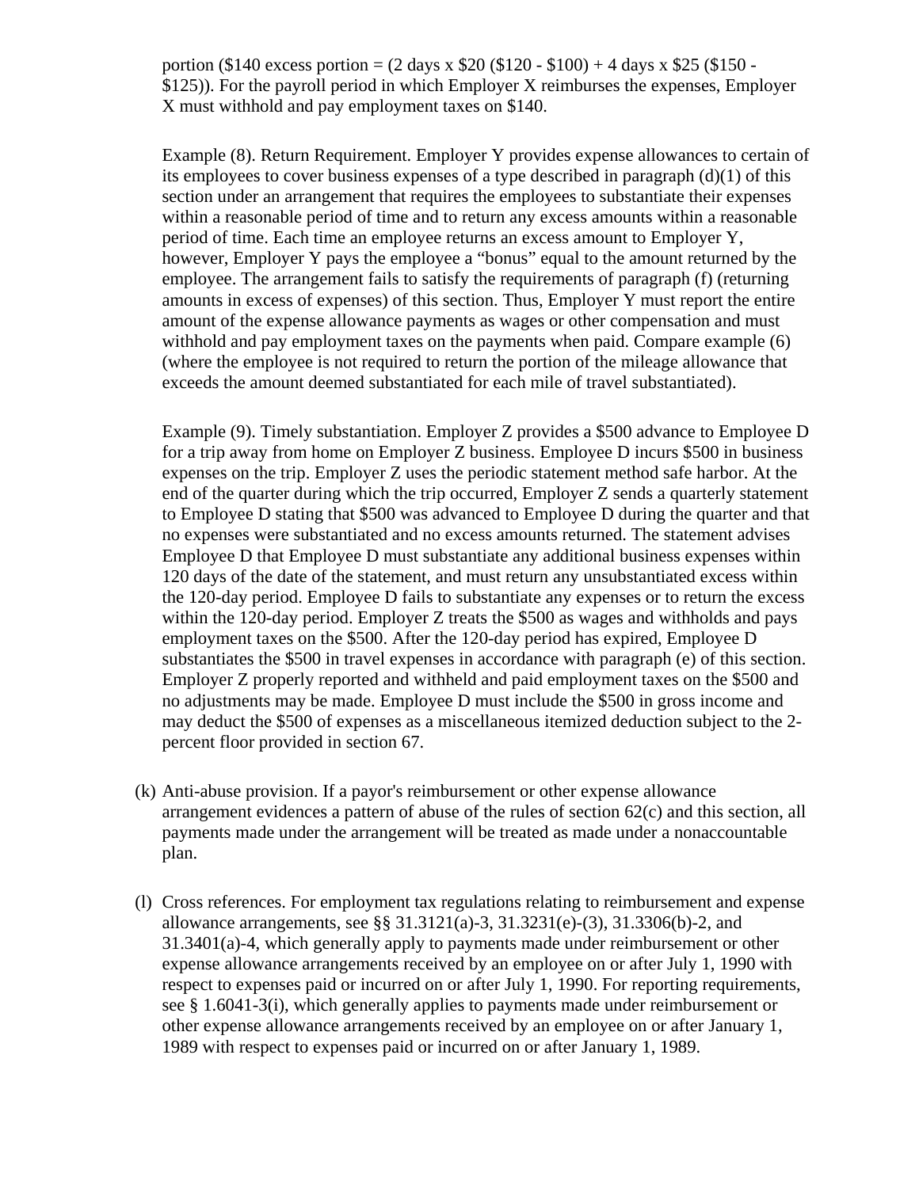portion ($140 excess portion = (2 days x $20 ($120 - $100) + 4 days x $25 ($150 - $125)). For the payroll period in which Employer X reimburses the expenses, Employer X must withhold and pay employment taxes on $140.

Example (8). Return Requirement. Employer Y provides expense allowances to certain of its employees to cover business expenses of a type described in paragraph (d)(1) of this section under an arrangement that requires the employees to substantiate their expenses within a reasonable period of time and to return any excess amounts within a reasonable period of time. Each time an employee returns an excess amount to Employer Y, however, Employer Y pays the employee a “bonus” equal to the amount returned by the employee. The arrangement fails to satisfy the requirements of paragraph (f) (returning amounts in excess of expenses) of this section. Thus, Employer Y must report the entire amount of the expense allowance payments as wages or other compensation and must withhold and pay employment taxes on the payments when paid. Compare example (6) (where the employee is not required to return the portion of the mileage allowance that exceeds the amount deemed substantiated for each mile of travel substantiated).

Example (9). Timely substantiation. Employer Z provides a $500 advance to Employee D for a trip away from home on Employer Z business. Employee D incurs $500 in business expenses on the trip. Employer Z uses the periodic statement method safe harbor. At the end of the quarter during which the trip occurred, Employer Z sends a quarterly statement to Employee D stating that $500 was advanced to Employee D during the quarter and that no expenses were substantiated and no excess amounts returned. The statement advises Employee D that Employee D must substantiate any additional business expenses within 120 days of the date of the statement, and must return any unsubstantiated excess within the 120-day period. Employee D fails to substantiate any expenses or to return the excess within the 120-day period. Employer Z treats the $500 as wages and withholds and pays employment taxes on the $500. After the 120-day period has expired, Employee D substantiates the $500 in travel expenses in accordance with paragraph (e) of this section. Employer Z properly reported and withheld and paid employment taxes on the $500 and no adjustments may be made. Employee D must include the $500 in gross income and may deduct the $500 of expenses as a miscellaneous itemized deduction subject to the 2-percent floor provided in section 67.

(k) Anti-abuse provision. If a payor's reimbursement or other expense allowance arrangement evidences a pattern of abuse of the rules of section 62(c) and this section, all payments made under the arrangement will be treated as made under a nonaccountable plan.

(l) Cross references. For employment tax regulations relating to reimbursement and expense allowance arrangements, see §§ 31.3121(a)-3, 31.3231(e)-(3), 31.3306(b)-2, and 31.3401(a)-4, which generally apply to payments made under reimbursement or other expense allowance arrangements received by an employee on or after July 1, 1990 with respect to expenses paid or incurred on or after July 1, 1990. For reporting requirements, see § 1.6041-3(i), which generally applies to payments made under reimbursement or other expense allowance arrangements received by an employee on or after January 1, 1989 with respect to expenses paid or incurred on or after January 1, 1989.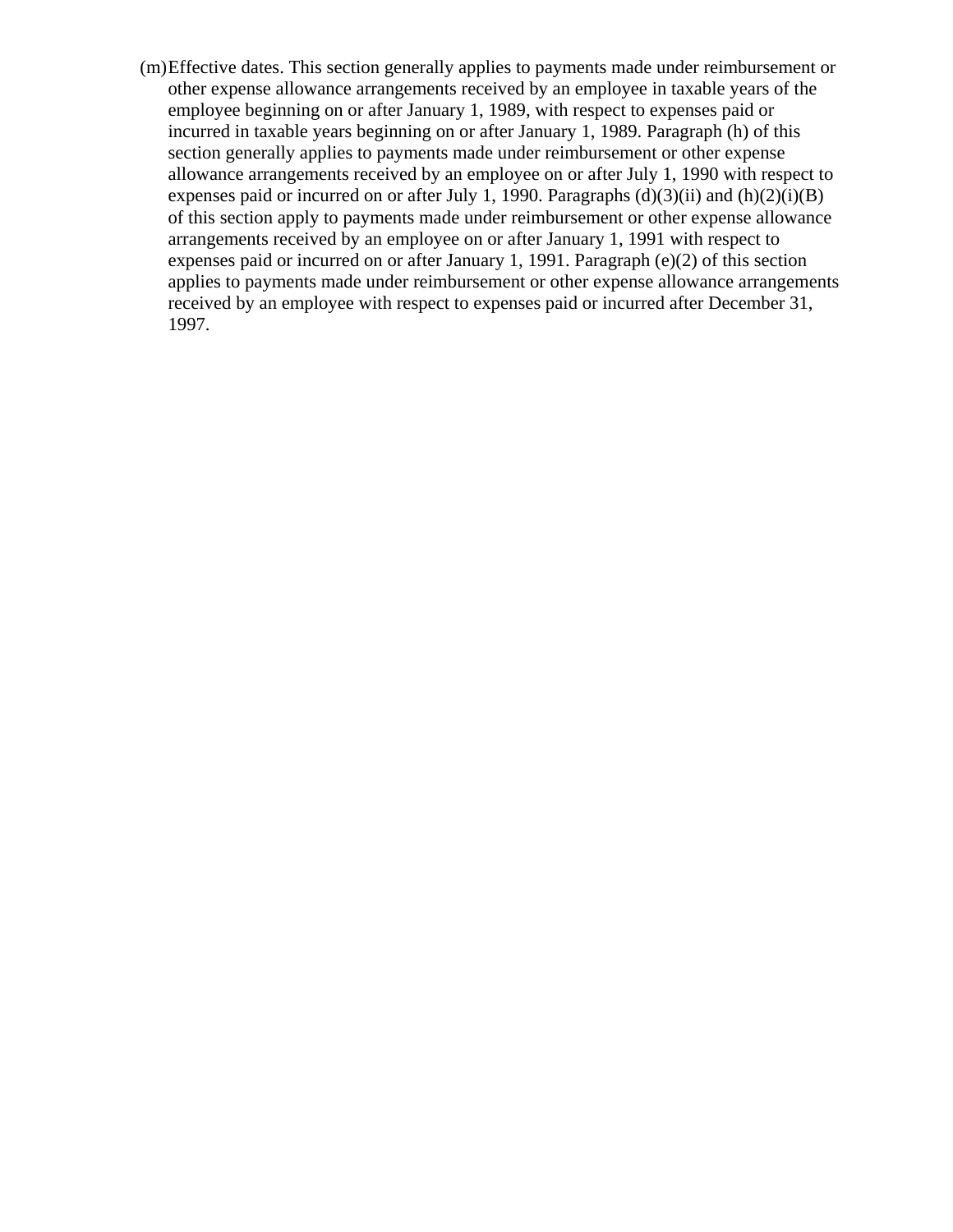(m) Effective dates. This section generally applies to payments made under reimbursement or other expense allowance arrangements received by an employee in taxable years of the employee beginning on or after January 1, 1989, with respect to expenses paid or incurred in taxable years beginning on or after January 1, 1989. Paragraph (h) of this section generally applies to payments made under reimbursement or other expense allowance arrangements received by an employee on or after July 1, 1990 with respect to expenses paid or incurred on or after July 1, 1990. Paragraphs (d)(3)(ii) and (h)(2)(i)(B) of this section apply to payments made under reimbursement or other expense allowance arrangements received by an employee on or after January 1, 1991 with respect to expenses paid or incurred on or after January 1, 1991. Paragraph (e)(2) of this section applies to payments made under reimbursement or other expense allowance arrangements received by an employee with respect to expenses paid or incurred after December 31, 1997.